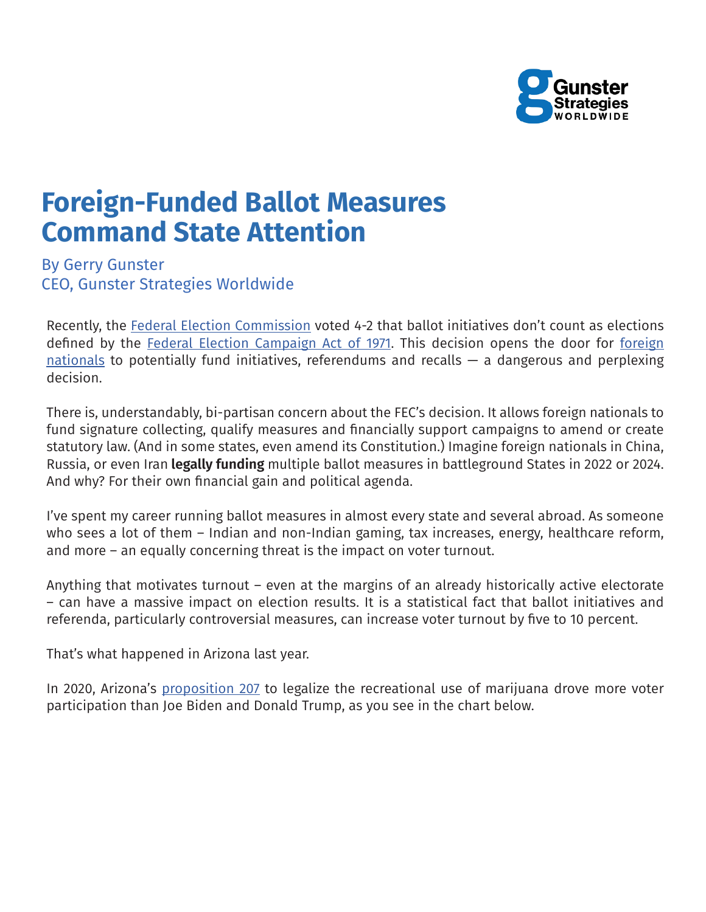# Foreign-Funded Ballot Measures Command State Attention

By Gerry Gunster
CEO, Gunster Strategies Worldwide

Recently, the Federal Election Commission voted 4-2 that ballot initiatives don't count as elections defined by the Federal Election Campaign Act of 1971. This decision opens the door for foreign nationals to potentially fund initiatives, referendums and recalls — a dangerous and perplexing decision.

There is, understandably, bi-partisan concern about the FEC's decision. It allows foreign nationals to fund signature collecting, qualify measures and financially support campaigns to amend or create statutory law. (And in some states, even amend its Constitution.) Imagine foreign nationals in China, Russia, or even Iran **legally funding** multiple ballot measures in battleground States in 2022 or 2024. And why? For their own financial gain and political agenda.

I've spent my career running ballot measures in almost every state and several abroad. As someone who sees a lot of them – Indian and non-Indian gaming, tax increases, energy, healthcare reform, and more – an equally concerning threat is the impact on voter turnout.

Anything that motivates turnout – even at the margins of an already historically active electorate – can have a massive impact on election results. It is a statistical fact that ballot initiatives and referenda, particularly controversial measures, can increase voter turnout by five to 10 percent.

That's what happened in Arizona last year.

In 2020, Arizona's proposition 207 to legalize the recreational use of marijuana drove more voter participation than Joe Biden and Donald Trump, as you see in the chart below.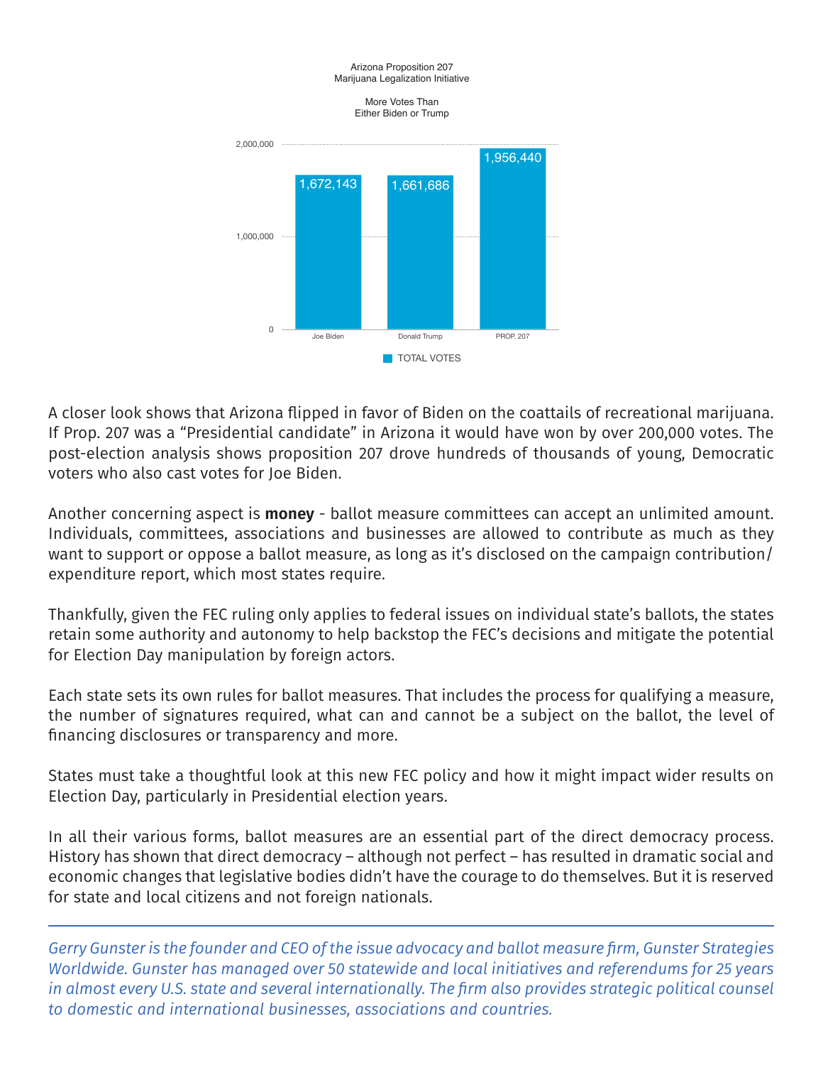Arizona Proposition 207
Marijuana Legalization Initiative

More Votes Than
Either Biden or Trump

2,000,000
1,000,000
0

1,672,143
1,661,686
1,956,440

Joe Biden
Donald Trump
PROP. 207

TOTAL VOTES

A closer look shows that Arizona flipped in favor of Biden on the coattails of recreational marijuana. If Prop. 207 was a "Presidential candidate" in Arizona it would have won by over 200,000 votes. The post-election analysis shows proposition 207 drove hundreds of thousands of young, Democratic voters who also cast votes for Joe Biden.

Another concerning aspect is **money** - ballot measure committees can accept an unlimited amount. Individuals, committees, associations and businesses are allowed to contribute as much as they want to support or oppose a ballot measure, as long as it's disclosed on the campaign contribution/expenditure report, which most states require.

Thankfully, given the FEC ruling only applies to federal issues on individual state's ballots, the states retain some authority and autonomy to help backstop the FEC's decisions and mitigate the potential for Election Day manipulation by foreign actors.

Each state sets its own rules for ballot measures. That includes the process for qualifying a measure, the number of signatures required, what can and cannot be a subject on the ballot, the level of financing disclosures or transparency and more.

States must take a thoughtful look at this new FEC policy and how it might impact wider results on Election Day, particularly in Presidential election years.

In all their various forms, ballot measures are an essential part of the direct democracy process. History has shown that direct democracy – although not perfect – has resulted in dramatic social and economic changes that legislative bodies didn't have the courage to do themselves. But it is reserved for state and local citizens and not foreign nationals.

---

*Gerry Gunster is the founder and CEO of the issue advocacy and ballot measure firm, Gunster Strategies Worldwide. Gunster has managed over 50 statewide and local initiatives and referendums for 25 years in almost every U.S. state and several internationally. The firm also provides strategic political counsel to domestic and international businesses, associations and countries.*